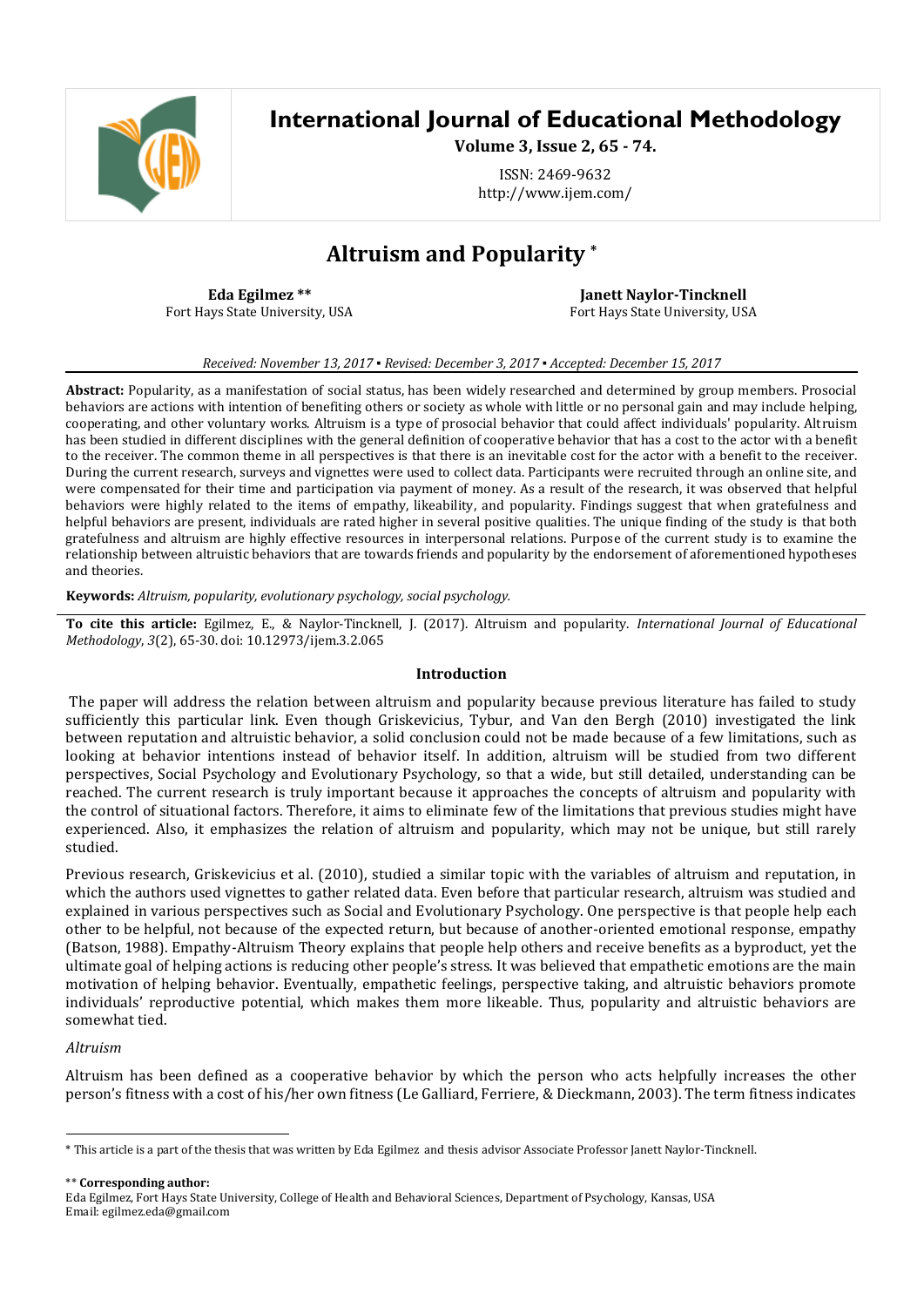# Altruism and Popularity *

**Eda Egilmez ****
Fort Hays State University, USA

**Janett Naylor-Tincknell**
Fort Hays State University, USA

*Received: November 13, 2017 ▪ Revised: December 3, 2017 ▪ Accepted: December 15, 2017*

**Abstract:** Popularity, as a manifestation of social status, has been widely researched and determined by group members. Prosocial behaviors are actions with intention of benefiting others or society as whole with little or no personal gain and may include helping, cooperating, and other voluntary works. Altruism is a type of prosocial behavior that could affect individuals' popularity. Altruism has been studied in different disciplines with the general definition of cooperative behavior that has a cost to the actor with a benefit to the receiver. The common theme in all perspectives is that there is an inevitable cost for the actor with a benefit to the receiver. During the current research, surveys and vignettes were used to collect data. Participants were recruited through an online site, and were compensated for their time and participation via payment of money. As a result of the research, it was observed that helpful behaviors were highly related to the items of empathy, likeability, and popularity. Findings suggest that when gratefulness and helpful behaviors are present, individuals are rated higher in several positive qualities. The unique finding of the study is that both gratefulness and altruism are highly effective resources in interpersonal relations. Purpose of the current study is to examine the relationship between altruistic behaviors that are towards friends and popularity by the endorsement of aforementioned hypotheses and theories.

**Keywords:** *Altruism, popularity, evolutionary psychology, social psychology.*

**To cite this article:** Egilmez, E., & Naylor-Tincknell, J. (2017). Altruism and popularity. *International Journal of Educational Methodology*, *3*(2), 65-30. doi: 10.12973/ijem.3.2.065

## Introduction

The paper will address the relation between altruism and popularity because previous literature has failed to study sufficiently this particular link. Even though Griskevicius, Tybur, and Van den Bergh (2010) investigated the link between reputation and altruistic behavior, a solid conclusion could not be made because of a few limitations, such as looking at behavior intentions instead of behavior itself. In addition, altruism will be studied from two different perspectives, Social Psychology and Evolutionary Psychology, so that a wide, but still detailed, understanding can be reached. The current research is truly important because it approaches the concepts of altruism and popularity with the control of situational factors. Therefore, it aims to eliminate few of the limitations that previous studies might have experienced. Also, it emphasizes the relation of altruism and popularity, which may not be unique, but still rarely studied.

Previous research, Griskevicius et al. (2010), studied a similar topic with the variables of altruism and reputation, in which the authors used vignettes to gather related data. Even before that particular research, altruism was studied and explained in various perspectives such as Social and Evolutionary Psychology. One perspective is that people help each other to be helpful, not because of the expected return, but because of another-oriented emotional response, empathy (Batson, 1988). Empathy-Altruism Theory explains that people help others and receive benefits as a byproduct, yet the ultimate goal of helping actions is reducing other people's stress. It was believed that empathetic emotions are the main motivation of helping behavior. Eventually, empathetic feelings, perspective taking, and altruistic behaviors promote individuals' reproductive potential, which makes them more likeable. Thus, popularity and altruistic behaviors are somewhat tied.

### *Altruism*

Altruism has been defined as a cooperative behavior by which the person who acts helpfully increases the other person's fitness with a cost of his/her own fitness (Le Galliard, Ferriere, & Dieckmann, 2003). The term fitness indicates

---

* This article is a part of the thesis that was written by Eda Egilmez and thesis advisor Associate Professor Janett Naylor-Tincknell.

** **Corresponding author:**
Eda Egilmez, Fort Hays State University, College of Health and Behavioral Sciences, Department of Psychology, Kansas, USA
Email: egilmez.eda@gmail.com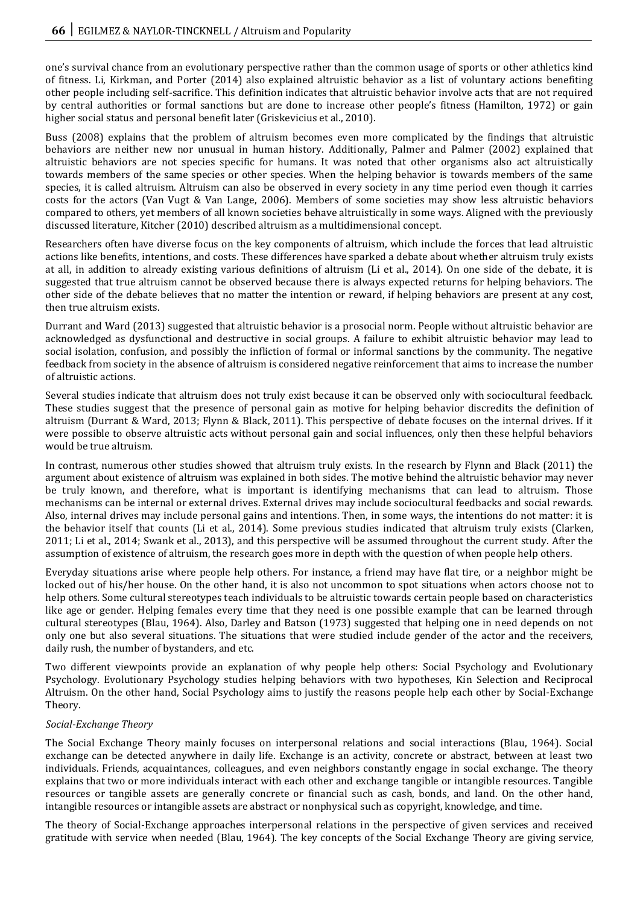one's survival chance from an evolutionary perspective rather than the common usage of sports or other athletics kind of fitness. Li, Kirkman, and Porter (2014) also explained altruistic behavior as a list of voluntary actions benefiting other people including self-sacrifice. This definition indicates that altruistic behavior involve acts that are not required by central authorities or formal sanctions but are done to increase other people's fitness (Hamilton, 1972) or gain higher social status and personal benefit later (Griskevicius et al., 2010).

Buss (2008) explains that the problem of altruism becomes even more complicated by the findings that altruistic behaviors are neither new nor unusual in human history. Additionally, Palmer and Palmer (2002) explained that altruistic behaviors are not species specific for humans. It was noted that other organisms also act altruistically towards members of the same species or other species. When the helping behavior is towards members of the same species, it is called altruism. Altruism can also be observed in every society in any time period even though it carries costs for the actors (Van Vugt & Van Lange, 2006). Members of some societies may show less altruistic behaviors compared to others, yet members of all known societies behave altruistically in some ways. Aligned with the previously discussed literature, Kitcher (2010) described altruism as a multidimensional concept.

Researchers often have diverse focus on the key components of altruism, which include the forces that lead altruistic actions like benefits, intentions, and costs. These differences have sparked a debate about whether altruism truly exists at all, in addition to already existing various definitions of altruism (Li et al., 2014). On one side of the debate, it is suggested that true altruism cannot be observed because there is always expected returns for helping behaviors. The other side of the debate believes that no matter the intention or reward, if helping behaviors are present at any cost, then true altruism exists.

Durrant and Ward (2013) suggested that altruistic behavior is a prosocial norm. People without altruistic behavior are acknowledged as dysfunctional and destructive in social groups. A failure to exhibit altruistic behavior may lead to social isolation, confusion, and possibly the infliction of formal or informal sanctions by the community. The negative feedback from society in the absence of altruism is considered negative reinforcement that aims to increase the number of altruistic actions.

Several studies indicate that altruism does not truly exist because it can be observed only with sociocultural feedback. These studies suggest that the presence of personal gain as motive for helping behavior discredits the definition of altruism (Durrant & Ward, 2013; Flynn & Black, 2011). This perspective of debate focuses on the internal drives. If it were possible to observe altruistic acts without personal gain and social influences, only then these helpful behaviors would be true altruism.

In contrast, numerous other studies showed that altruism truly exists. In the research by Flynn and Black (2011) the argument about existence of altruism was explained in both sides. The motive behind the altruistic behavior may never be truly known, and therefore, what is important is identifying mechanisms that can lead to altruism. Those mechanisms can be internal or external drives. External drives may include sociocultural feedbacks and social rewards. Also, internal drives may include personal gains and intentions. Then, in some ways, the intentions do not matter: it is the behavior itself that counts (Li et al., 2014). Some previous studies indicated that altruism truly exists (Clarken, 2011; Li et al., 2014; Swank et al., 2013), and this perspective will be assumed throughout the current study. After the assumption of existence of altruism, the research goes more in depth with the question of when people help others.

Everyday situations arise where people help others. For instance, a friend may have flat tire, or a neighbor might be locked out of his/her house. On the other hand, it is also not uncommon to spot situations when actors choose not to help others. Some cultural stereotypes teach individuals to be altruistic towards certain people based on characteristics like age or gender. Helping females every time that they need is one possible example that can be learned through cultural stereotypes (Blau, 1964). Also, Darley and Batson (1973) suggested that helping one in need depends on not only one but also several situations. The situations that were studied include gender of the actor and the receivers, daily rush, the number of bystanders, and etc.

Two different viewpoints provide an explanation of why people help others: Social Psychology and Evolutionary Psychology. Evolutionary Psychology studies helping behaviors with two hypotheses, Kin Selection and Reciprocal Altruism. On the other hand, Social Psychology aims to justify the reasons people help each other by Social-Exchange Theory.

*Social-Exchange Theory*

The Social Exchange Theory mainly focuses on interpersonal relations and social interactions (Blau, 1964). Social exchange can be detected anywhere in daily life. Exchange is an activity, concrete or abstract, between at least two individuals. Friends, acquaintances, colleagues, and even neighbors constantly engage in social exchange. The theory explains that two or more individuals interact with each other and exchange tangible or intangible resources. Tangible resources or tangible assets are generally concrete or financial such as cash, bonds, and land. On the other hand, intangible resources or intangible assets are abstract or nonphysical such as copyright, knowledge, and time.

The theory of Social-Exchange approaches interpersonal relations in the perspective of given services and received gratitude with service when needed (Blau, 1964). The key concepts of the Social Exchange Theory are giving service,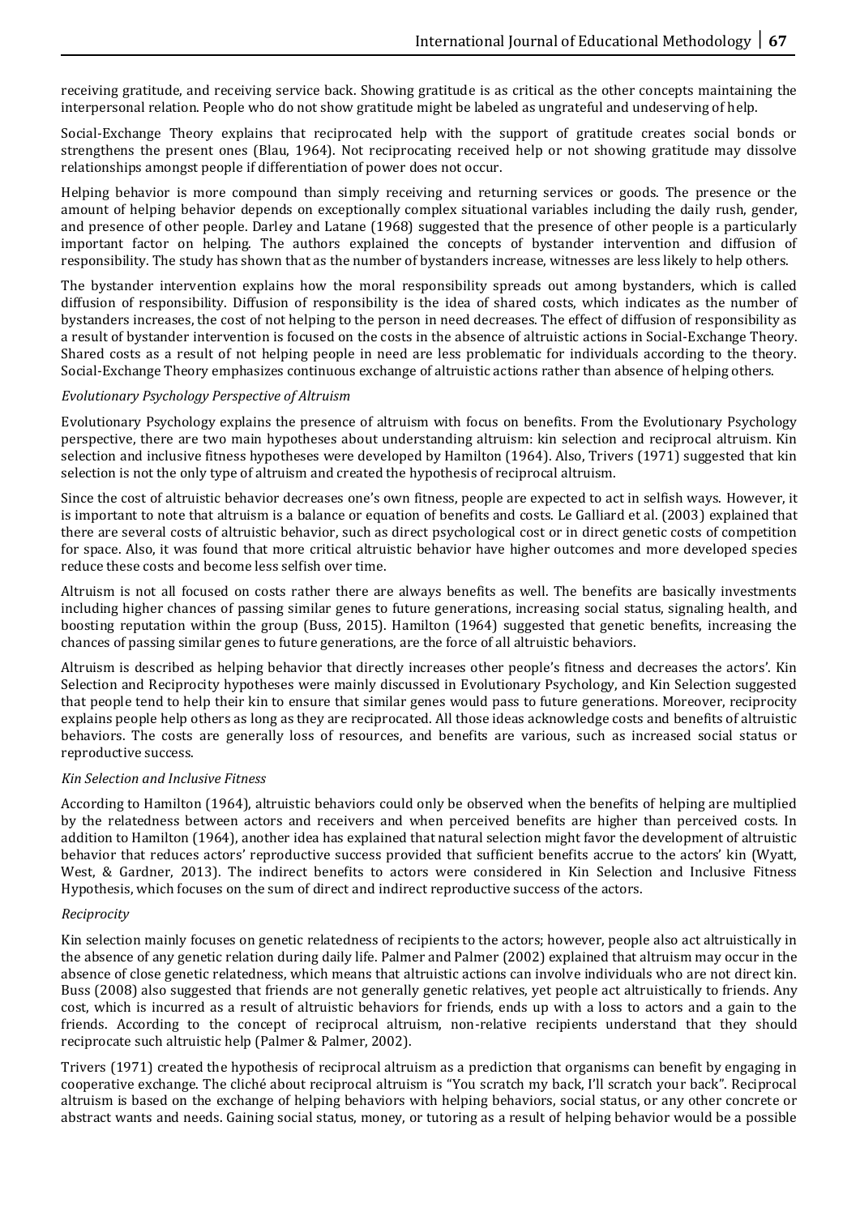receiving gratitude, and receiving service back. Showing gratitude is as critical as the other concepts maintaining the interpersonal relation. People who do not show gratitude might be labeled as ungrateful and undeserving of help.

Social-Exchange Theory explains that reciprocated help with the support of gratitude creates social bonds or strengthens the present ones (Blau, 1964). Not reciprocating received help or not showing gratitude may dissolve relationships amongst people if differentiation of power does not occur.

Helping behavior is more compound than simply receiving and returning services or goods. The presence or the amount of helping behavior depends on exceptionally complex situational variables including the daily rush, gender, and presence of other people. Darley and Latane (1968) suggested that the presence of other people is a particularly important factor on helping. The authors explained the concepts of bystander intervention and diffusion of responsibility. The study has shown that as the number of bystanders increase, witnesses are less likely to help others.

The bystander intervention explains how the moral responsibility spreads out among bystanders, which is called diffusion of responsibility. Diffusion of responsibility is the idea of shared costs, which indicates as the number of bystanders increases, the cost of not helping to the person in need decreases. The effect of diffusion of responsibility as a result of bystander intervention is focused on the costs in the absence of altruistic actions in Social-Exchange Theory. Shared costs as a result of not helping people in need are less problematic for individuals according to the theory. Social-Exchange Theory emphasizes continuous exchange of altruistic actions rather than absence of helping others.

*Evolutionary Psychology Perspective of Altruism*

Evolutionary Psychology explains the presence of altruism with focus on benefits. From the Evolutionary Psychology perspective, there are two main hypotheses about understanding altruism: kin selection and reciprocal altruism. Kin selection and inclusive fitness hypotheses were developed by Hamilton (1964). Also, Trivers (1971) suggested that kin selection is not the only type of altruism and created the hypothesis of reciprocal altruism.

Since the cost of altruistic behavior decreases one's own fitness, people are expected to act in selfish ways. However, it is important to note that altruism is a balance or equation of benefits and costs. Le Galliard et al. (2003) explained that there are several costs of altruistic behavior, such as direct psychological cost or in direct genetic costs of competition for space. Also, it was found that more critical altruistic behavior have higher outcomes and more developed species reduce these costs and become less selfish over time.

Altruism is not all focused on costs rather there are always benefits as well. The benefits are basically investments including higher chances of passing similar genes to future generations, increasing social status, signaling health, and boosting reputation within the group (Buss, 2015). Hamilton (1964) suggested that genetic benefits, increasing the chances of passing similar genes to future generations, are the force of all altruistic behaviors.

Altruism is described as helping behavior that directly increases other people's fitness and decreases the actors'. Kin Selection and Reciprocity hypotheses were mainly discussed in Evolutionary Psychology, and Kin Selection suggested that people tend to help their kin to ensure that similar genes would pass to future generations. Moreover, reciprocity explains people help others as long as they are reciprocated. All those ideas acknowledge costs and benefits of altruistic behaviors. The costs are generally loss of resources, and benefits are various, such as increased social status or reproductive success.

*Kin Selection and Inclusive Fitness*

According to Hamilton (1964), altruistic behaviors could only be observed when the benefits of helping are multiplied by the relatedness between actors and receivers and when perceived benefits are higher than perceived costs. In addition to Hamilton (1964), another idea has explained that natural selection might favor the development of altruistic behavior that reduces actors' reproductive success provided that sufficient benefits accrue to the actors' kin (Wyatt, West, & Gardner, 2013). The indirect benefits to actors were considered in Kin Selection and Inclusive Fitness Hypothesis, which focuses on the sum of direct and indirect reproductive success of the actors.

*Reciprocity*

Kin selection mainly focuses on genetic relatedness of recipients to the actors; however, people also act altruistically in the absence of any genetic relation during daily life. Palmer and Palmer (2002) explained that altruism may occur in the absence of close genetic relatedness, which means that altruistic actions can involve individuals who are not direct kin. Buss (2008) also suggested that friends are not generally genetic relatives, yet people act altruistically to friends. Any cost, which is incurred as a result of altruistic behaviors for friends, ends up with a loss to actors and a gain to the friends. According to the concept of reciprocal altruism, non-relative recipients understand that they should reciprocate such altruistic help (Palmer & Palmer, 2002).

Trivers (1971) created the hypothesis of reciprocal altruism as a prediction that organisms can benefit by engaging in cooperative exchange. The cliché about reciprocal altruism is "You scratch my back, I'll scratch your back". Reciprocal altruism is based on the exchange of helping behaviors with helping behaviors, social status, or any other concrete or abstract wants and needs. Gaining social status, money, or tutoring as a result of helping behavior would be a possible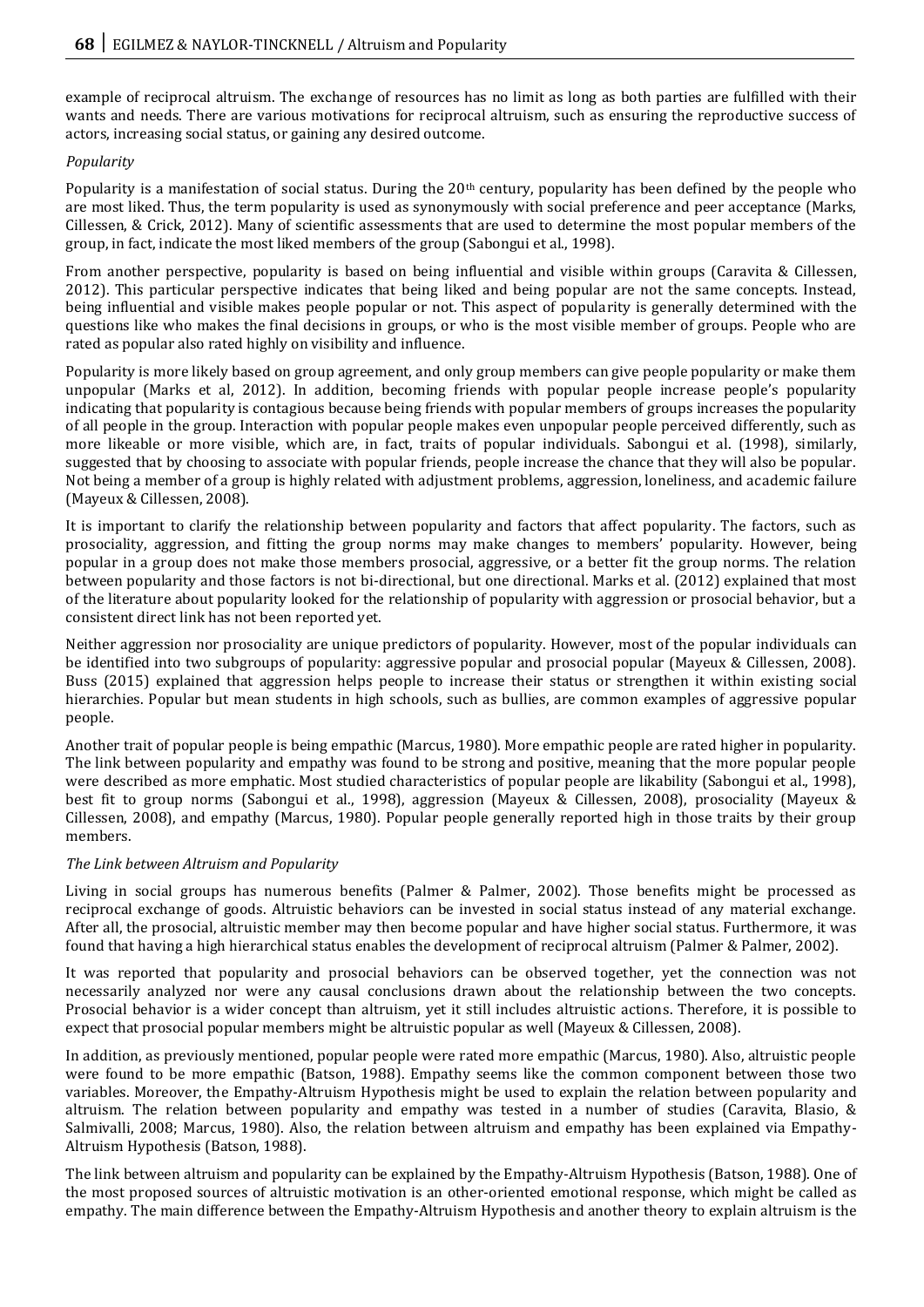example of reciprocal altruism. The exchange of resources has no limit as long as both parties are fulfilled with their wants and needs. There are various motivations for reciprocal altruism, such as ensuring the reproductive success of actors, increasing social status, or gaining any desired outcome.

*Popularity*

Popularity is a manifestation of social status. During the 20th century, popularity has been defined by the people who are most liked. Thus, the term popularity is used as synonymously with social preference and peer acceptance (Marks, Cillessen, & Crick, 2012). Many of scientific assessments that are used to determine the most popular members of the group, in fact, indicate the most liked members of the group (Sabongui et al., 1998).

From another perspective, popularity is based on being influential and visible within groups (Caravita & Cillessen, 2012). This particular perspective indicates that being liked and being popular are not the same concepts. Instead, being influential and visible makes people popular or not. This aspect of popularity is generally determined with the questions like who makes the final decisions in groups, or who is the most visible member of groups. People who are rated as popular also rated highly on visibility and influence.

Popularity is more likely based on group agreement, and only group members can give people popularity or make them unpopular (Marks et al, 2012). In addition, becoming friends with popular people increase people's popularity indicating that popularity is contagious because being friends with popular members of groups increases the popularity of all people in the group. Interaction with popular people makes even unpopular people perceived differently, such as more likeable or more visible, which are, in fact, traits of popular individuals. Sabongui et al. (1998), similarly, suggested that by choosing to associate with popular friends, people increase the chance that they will also be popular. Not being a member of a group is highly related with adjustment problems, aggression, loneliness, and academic failure (Mayeux & Cillessen, 2008).

It is important to clarify the relationship between popularity and factors that affect popularity. The factors, such as prosociality, aggression, and fitting the group norms may make changes to members' popularity. However, being popular in a group does not make those members prosocial, aggressive, or a better fit the group norms. The relation between popularity and those factors is not bi-directional, but one directional. Marks et al. (2012) explained that most of the literature about popularity looked for the relationship of popularity with aggression or prosocial behavior, but a consistent direct link has not been reported yet.

Neither aggression nor prosociality are unique predictors of popularity. However, most of the popular individuals can be identified into two subgroups of popularity: aggressive popular and prosocial popular (Mayeux & Cillessen, 2008). Buss (2015) explained that aggression helps people to increase their status or strengthen it within existing social hierarchies. Popular but mean students in high schools, such as bullies, are common examples of aggressive popular people.

Another trait of popular people is being empathic (Marcus, 1980). More empathic people are rated higher in popularity. The link between popularity and empathy was found to be strong and positive, meaning that the more popular people were described as more emphatic. Most studied characteristics of popular people are likability (Sabongui et al., 1998), best fit to group norms (Sabongui et al., 1998), aggression (Mayeux & Cillessen, 2008), prosociality (Mayeux & Cillessen, 2008), and empathy (Marcus, 1980). Popular people generally reported high in those traits by their group members.

*The Link between Altruism and Popularity*

Living in social groups has numerous benefits (Palmer & Palmer, 2002). Those benefits might be processed as reciprocal exchange of goods. Altruistic behaviors can be invested in social status instead of any material exchange. After all, the prosocial, altruistic member may then become popular and have higher social status. Furthermore, it was found that having a high hierarchical status enables the development of reciprocal altruism (Palmer & Palmer, 2002).

It was reported that popularity and prosocial behaviors can be observed together, yet the connection was not necessarily analyzed nor were any causal conclusions drawn about the relationship between the two concepts. Prosocial behavior is a wider concept than altruism, yet it still includes altruistic actions. Therefore, it is possible to expect that prosocial popular members might be altruistic popular as well (Mayeux & Cillessen, 2008).

In addition, as previously mentioned, popular people were rated more empathic (Marcus, 1980). Also, altruistic people were found to be more empathic (Batson, 1988). Empathy seems like the common component between those two variables. Moreover, the Empathy-Altruism Hypothesis might be used to explain the relation between popularity and altruism. The relation between popularity and empathy was tested in a number of studies (Caravita, Blasio, & Salmivalli, 2008; Marcus, 1980). Also, the relation between altruism and empathy has been explained via Empathy-Altruism Hypothesis (Batson, 1988).

The link between altruism and popularity can be explained by the Empathy-Altruism Hypothesis (Batson, 1988). One of the most proposed sources of altruistic motivation is an other-oriented emotional response, which might be called as empathy. The main difference between the Empathy-Altruism Hypothesis and another theory to explain altruism is the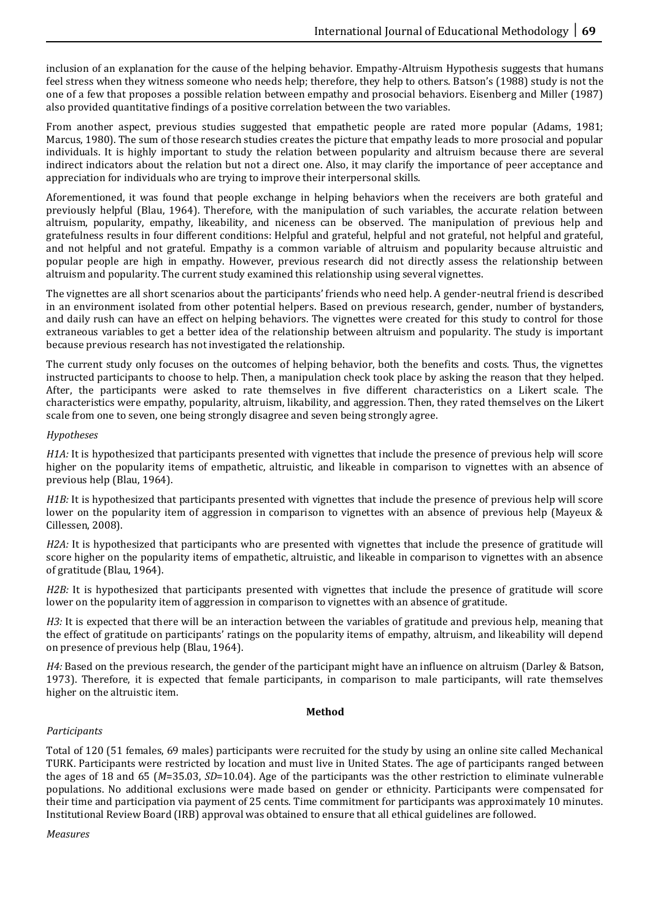inclusion of an explanation for the cause of the helping behavior. Empathy-Altruism Hypothesis suggests that humans feel stress when they witness someone who needs help; therefore, they help to others. Batson's (1988) study is not the one of a few that proposes a possible relation between empathy and prosocial behaviors. Eisenberg and Miller (1987) also provided quantitative findings of a positive correlation between the two variables.

From another aspect, previous studies suggested that empathetic people are rated more popular (Adams, 1981; Marcus, 1980). The sum of those research studies creates the picture that empathy leads to more prosocial and popular individuals. It is highly important to study the relation between popularity and altruism because there are several indirect indicators about the relation but not a direct one. Also, it may clarify the importance of peer acceptance and appreciation for individuals who are trying to improve their interpersonal skills.

Aforementioned, it was found that people exchange in helping behaviors when the receivers are both grateful and previously helpful (Blau, 1964). Therefore, with the manipulation of such variables, the accurate relation between altruism, popularity, empathy, likeability, and niceness can be observed. The manipulation of previous help and gratefulness results in four different conditions: Helpful and grateful, helpful and not grateful, not helpful and grateful, and not helpful and not grateful. Empathy is a common variable of altruism and popularity because altruistic and popular people are high in empathy. However, previous research did not directly assess the relationship between altruism and popularity. The current study examined this relationship using several vignettes.

The vignettes are all short scenarios about the participants' friends who need help. A gender-neutral friend is described in an environment isolated from other potential helpers. Based on previous research, gender, number of bystanders, and daily rush can have an effect on helping behaviors. The vignettes were created for this study to control for those extraneous variables to get a better idea of the relationship between altruism and popularity. The study is important because previous research has not investigated the relationship.

The current study only focuses on the outcomes of helping behavior, both the benefits and costs. Thus, the vignettes instructed participants to choose to help. Then, a manipulation check took place by asking the reason that they helped. After, the participants were asked to rate themselves in five different characteristics on a Likert scale. The characteristics were empathy, popularity, altruism, likability, and aggression. Then, they rated themselves on the Likert scale from one to seven, one being strongly disagree and seven being strongly agree.

*Hypotheses*

*H1A:* It is hypothesized that participants presented with vignettes that include the presence of previous help will score higher on the popularity items of empathetic, altruistic, and likeable in comparison to vignettes with an absence of previous help (Blau, 1964).

*H1B:* It is hypothesized that participants presented with vignettes that include the presence of previous help will score lower on the popularity item of aggression in comparison to vignettes with an absence of previous help (Mayeux & Cillessen, 2008).

*H2A:* It is hypothesized that participants who are presented with vignettes that include the presence of gratitude will score higher on the popularity items of empathetic, altruistic, and likeable in comparison to vignettes with an absence of gratitude (Blau, 1964).

*H2B:* It is hypothesized that participants presented with vignettes that include the presence of gratitude will score lower on the popularity item of aggression in comparison to vignettes with an absence of gratitude.

*H3:* It is expected that there will be an interaction between the variables of gratitude and previous help, meaning that the effect of gratitude on participants' ratings on the popularity items of empathy, altruism, and likeability will depend on presence of previous help (Blau, 1964).

*H4:* Based on the previous research, the gender of the participant might have an influence on altruism (Darley & Batson, 1973). Therefore, it is expected that female participants, in comparison to male participants, will rate themselves higher on the altruistic item.

## Method

*Participants*

Total of 120 (51 females, 69 males) participants were recruited for the study by using an online site called Mechanical TURK. Participants were restricted by location and must live in United States. The age of participants ranged between the ages of 18 and 65 ($M$=35.03, $SD$=10.04). Age of the participants was the other restriction to eliminate vulnerable populations. No additional exclusions were made based on gender or ethnicity. Participants were compensated for their time and participation via payment of 25 cents. Time commitment for participants was approximately 10 minutes. Institutional Review Board (IRB) approval was obtained to ensure that all ethical guidelines are followed.

*Measures*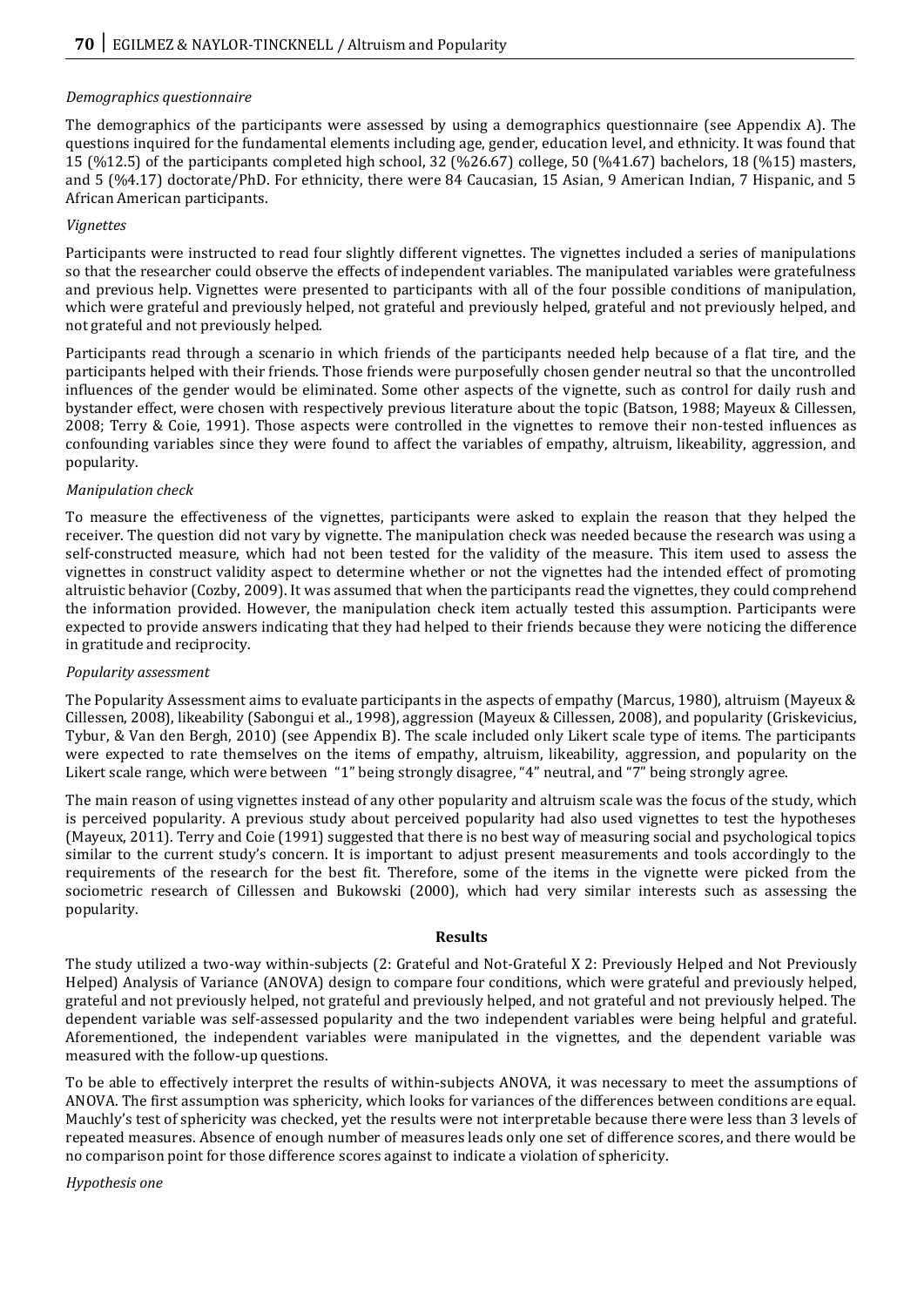*Demographics questionnaire*

The demographics of the participants were assessed by using a demographics questionnaire (see Appendix A). The questions inquired for the fundamental elements including age, gender, education level, and ethnicity. It was found that 15 (%12.5) of the participants completed high school, 32 (%26.67) college, 50 (%41.67) bachelors, 18 (%15) masters, and 5 (%4.17) doctorate/PhD. For ethnicity, there were 84 Caucasian, 15 Asian, 9 American Indian, 7 Hispanic, and 5 African American participants.

*Vignettes*

Participants were instructed to read four slightly different vignettes. The vignettes included a series of manipulations so that the researcher could observe the effects of independent variables. The manipulated variables were gratefulness and previous help. Vignettes were presented to participants with all of the four possible conditions of manipulation, which were grateful and previously helped, not grateful and previously helped, grateful and not previously helped, and not grateful and not previously helped.

Participants read through a scenario in which friends of the participants needed help because of a flat tire, and the participants helped with their friends. Those friends were purposefully chosen gender neutral so that the uncontrolled influences of the gender would be eliminated. Some other aspects of the vignette, such as control for daily rush and bystander effect, were chosen with respectively previous literature about the topic (Batson, 1988; Mayeux & Cillessen, 2008; Terry & Coie, 1991). Those aspects were controlled in the vignettes to remove their non-tested influences as confounding variables since they were found to affect the variables of empathy, altruism, likeability, aggression, and popularity.

*Manipulation check*

To measure the effectiveness of the vignettes, participants were asked to explain the reason that they helped the receiver. The question did not vary by vignette. The manipulation check was needed because the research was using a self-constructed measure, which had not been tested for the validity of the measure. This item used to assess the vignettes in construct validity aspect to determine whether or not the vignettes had the intended effect of promoting altruistic behavior (Cozby, 2009). It was assumed that when the participants read the vignettes, they could comprehend the information provided. However, the manipulation check item actually tested this assumption. Participants were expected to provide answers indicating that they had helped to their friends because they were noticing the difference in gratitude and reciprocity.

*Popularity assessment*

The Popularity Assessment aims to evaluate participants in the aspects of empathy (Marcus, 1980), altruism (Mayeux & Cillessen, 2008), likeability (Sabongui et al., 1998), aggression (Mayeux & Cillessen, 2008), and popularity (Griskevicius, Tybur, & Van den Bergh, 2010) (see Appendix B). The scale included only Likert scale type of items. The participants were expected to rate themselves on the items of empathy, altruism, likeability, aggression, and popularity on the Likert scale range, which were between "1" being strongly disagree, "4" neutral, and "7" being strongly agree.

The main reason of using vignettes instead of any other popularity and altruism scale was the focus of the study, which is perceived popularity. A previous study about perceived popularity had also used vignettes to test the hypotheses (Mayeux, 2011). Terry and Coie (1991) suggested that there is no best way of measuring social and psychological topics similar to the current study's concern. It is important to adjust present measurements and tools accordingly to the requirements of the research for the best fit. Therefore, some of the items in the vignette were picked from the sociometric research of Cillessen and Bukowski (2000), which had very similar interests such as assessing the popularity.

## Results

The study utilized a two-way within-subjects (2: Grateful and Not-Grateful X 2: Previously Helped and Not Previously Helped) Analysis of Variance (ANOVA) design to compare four conditions, which were grateful and previously helped, grateful and not previously helped, not grateful and previously helped, and not grateful and not previously helped. The dependent variable was self-assessed popularity and the two independent variables were being helpful and grateful. Aforementioned, the independent variables were manipulated in the vignettes, and the dependent variable was measured with the follow-up questions.

To be able to effectively interpret the results of within-subjects ANOVA, it was necessary to meet the assumptions of ANOVA. The first assumption was sphericity, which looks for variances of the differences between conditions are equal. Mauchly's test of sphericity was checked, yet the results were not interpretable because there were less than 3 levels of repeated measures. Absence of enough number of measures leads only one set of difference scores, and there would be no comparison point for those difference scores against to indicate a violation of sphericity.

*Hypothesis one*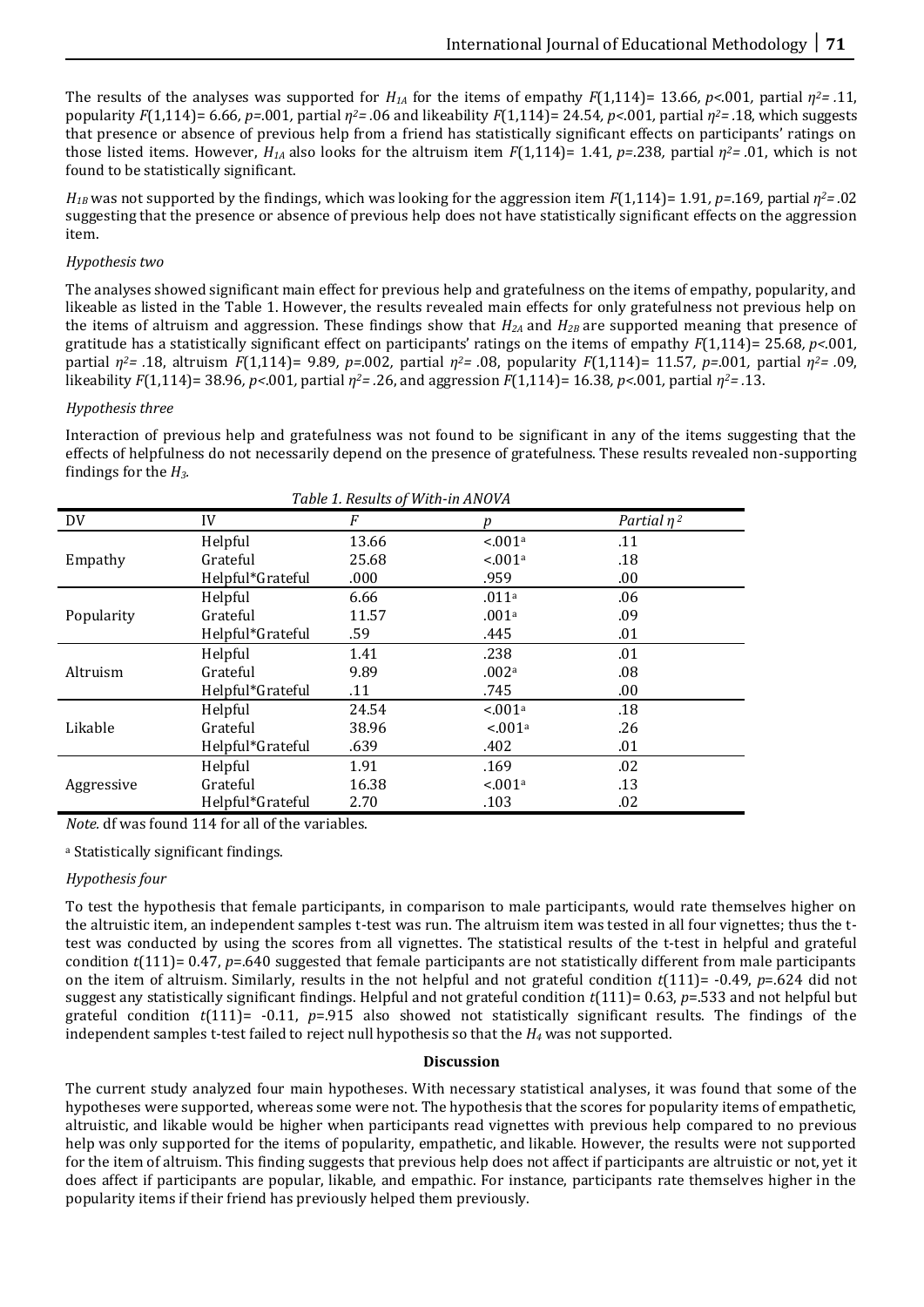The results of the analyses was supported for $H_{1A}$ for the items of empathy $F(1,114)= 13.66$, $p<.001$, partial $\eta^2= .11$, popularity $F(1,114)= 6.66$, $p=.001$, partial $\eta^2= .06$ and likeability $F(1,114)= 24.54$, $p<.001$, partial $\eta^2= .18$, which suggests that presence or absence of previous help from a friend has statistically significant effects on participants' ratings on those listed items. However, $H_{1A}$ also looks for the altruism item $F(1,114)= 1.41$, $p=.238$, partial $\eta^2= .01$, which is not found to be statistically significant.

$H_{1B}$ was not supported by the findings, which was looking for the aggression item $F(1,114)= 1.91$, $p=.169$, partial $\eta^2= .02$ suggesting that the presence or absence of previous help does not have statistically significant effects on the aggression item.

*Hypothesis two*

The analyses showed significant main effect for previous help and gratefulness on the items of empathy, popularity, and likeable as listed in the Table 1. However, the results revealed main effects for only gratefulness not previous help on the items of altruism and aggression. These findings show that $H_{2A}$ and $H_{2B}$ are supported meaning that presence of gratitude has a statistically significant effect on participants' ratings on the items of empathy $F(1,114)= 25.68$, $p<.001$, partial $\eta^2= .18$, altruism $F(1,114)= 9.89$, $p=.002$, partial $\eta^2= .08$, popularity $F(1,114)= 11.57$, $p=.001$, partial $\eta^2= .09$, likeability $F(1,114)= 38.96$, $p<.001$, partial $\eta^2= .26$, and aggression $F(1,114)= 16.38$, $p<.001$, partial $\eta^2= .13$.

*Hypothesis three*

Interaction of previous help and gratefulness was not found to be significant in any of the items suggesting that the effects of helpfulness do not necessarily depend on the presence of gratefulness. These results revealed non-supporting findings for the $H_3$.

*Table 1. Results of With-in ANOVA*

| DV | IV | *F* | *p* | *Partial* $\eta^2$ |
|---|---|---|---|---|
| Empathy | Helpful | 13.66 | <.001[a] | .11 |
| | Grateful | 25.68 | <.001[a] | .18 |
| | Helpful*Grateful | .000 | .959 | .00 |
| Popularity | Helpful | 6.66 | .011[a] | .06 |
| | Grateful | 11.57 | .001[a] | .09 |
| | Helpful*Grateful | .59 | .445 | .01 |
| Altruism | Helpful | 1.41 | .238 | .01 |
| | Grateful | 9.89 | .002[a] | .08 |
| | Helpful*Grateful | .11 | .745 | .00 |
| Likable | Helpful | 24.54 | <.001[a] | .18 |
| | Grateful | 38.96 | <.001[a] | .26 |
| | Helpful*Grateful | .639 | .402 | .01 |
| Aggressive | Helpful | 1.91 | .169 | .02 |
| | Grateful | 16.38 | <.001[a] | .13 |
| | Helpful*Grateful | 2.70 | .103 | .02 |

*Note.* df was found 114 for all of the variables.

[a] Statistically significant findings.

*Hypothesis four*

To test the hypothesis that female participants, in comparison to male participants, would rate themselves higher on the altruistic item, an independent samples t-test was run. The altruism item was tested in all four vignettes; thus the t-test was conducted by using the scores from all vignettes. The statistical results of the t-test in helpful and grateful condition $t(111)= 0.47$, $p=.640$ suggested that female participants are not statistically different from male participants on the item of altruism. Similarly, results in the not helpful and not grateful condition $t(111)= -0.49$, $p=.624$ did not suggest any statistically significant findings. Helpful and not grateful condition $t(111)= 0.63$, $p=.533$ and not helpful but grateful condition $t(111)= -0.11$, $p=.915$ also showed not statistically significant results. The findings of the independent samples t-test failed to reject null hypothesis so that the $H_4$ was not supported.

## Discussion

The current study analyzed four main hypotheses. With necessary statistical analyses, it was found that some of the hypotheses were supported, whereas some were not. The hypothesis that the scores for popularity items of empathetic, altruistic, and likable would be higher when participants read vignettes with previous help compared to no previous help was only supported for the items of popularity, empathetic, and likable. However, the results were not supported for the item of altruism. This finding suggests that previous help does not affect if participants are altruistic or not, yet it does affect if participants are popular, likable, and empathic. For instance, participants rate themselves higher in the popularity items if their friend has previously helped them previously.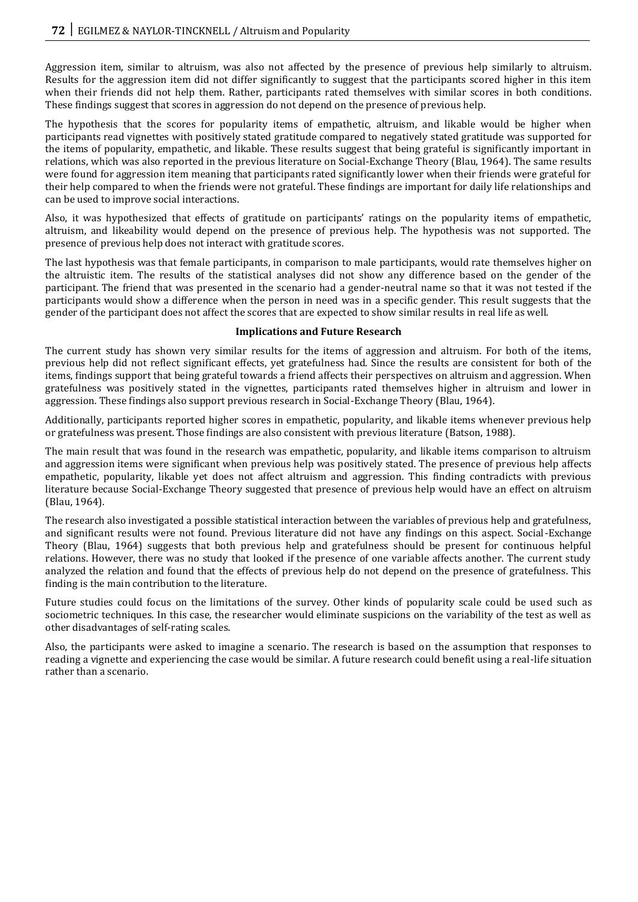Aggression item, similar to altruism, was also not affected by the presence of previous help similarly to altruism. Results for the aggression item did not differ significantly to suggest that the participants scored higher in this item when their friends did not help them. Rather, participants rated themselves with similar scores in both conditions. These findings suggest that scores in aggression do not depend on the presence of previous help.

The hypothesis that the scores for popularity items of empathetic, altruism, and likable would be higher when participants read vignettes with positively stated gratitude compared to negatively stated gratitude was supported for the items of popularity, empathetic, and likable. These results suggest that being grateful is significantly important in relations, which was also reported in the previous literature on Social-Exchange Theory (Blau, 1964). The same results were found for aggression item meaning that participants rated significantly lower when their friends were grateful for their help compared to when the friends were not grateful. These findings are important for daily life relationships and can be used to improve social interactions.

Also, it was hypothesized that effects of gratitude on participants' ratings on the popularity items of empathetic, altruism, and likeability would depend on the presence of previous help. The hypothesis was not supported. The presence of previous help does not interact with gratitude scores.

The last hypothesis was that female participants, in comparison to male participants, would rate themselves higher on the altruistic item. The results of the statistical analyses did not show any difference based on the gender of the participant. The friend that was presented in the scenario had a gender-neutral name so that it was not tested if the participants would show a difference when the person in need was in a specific gender. This result suggests that the gender of the participant does not affect the scores that are expected to show similar results in real life as well.

### Implications and Future Research

The current study has shown very similar results for the items of aggression and altruism. For both of the items, previous help did not reflect significant effects, yet gratefulness had. Since the results are consistent for both of the items, findings support that being grateful towards a friend affects their perspectives on altruism and aggression. When gratefulness was positively stated in the vignettes, participants rated themselves higher in altruism and lower in aggression. These findings also support previous research in Social-Exchange Theory (Blau, 1964).

Additionally, participants reported higher scores in empathetic, popularity, and likable items whenever previous help or gratefulness was present. Those findings are also consistent with previous literature (Batson, 1988).

The main result that was found in the research was empathetic, popularity, and likable items comparison to altruism and aggression items were significant when previous help was positively stated. The presence of previous help affects empathetic, popularity, likable yet does not affect altruism and aggression. This finding contradicts with previous literature because Social-Exchange Theory suggested that presence of previous help would have an effect on altruism (Blau, 1964).

The research also investigated a possible statistical interaction between the variables of previous help and gratefulness, and significant results were not found. Previous literature did not have any findings on this aspect. Social-Exchange Theory (Blau, 1964) suggests that both previous help and gratefulness should be present for continuous helpful relations. However, there was no study that looked if the presence of one variable affects another. The current study analyzed the relation and found that the effects of previous help do not depend on the presence of gratefulness. This finding is the main contribution to the literature.

Future studies could focus on the limitations of the survey. Other kinds of popularity scale could be used such as sociometric techniques. In this case, the researcher would eliminate suspicions on the variability of the test as well as other disadvantages of self-rating scales.

Also, the participants were asked to imagine a scenario. The research is based on the assumption that responses to reading a vignette and experiencing the case would be similar. A future research could benefit using a real-life situation rather than a scenario.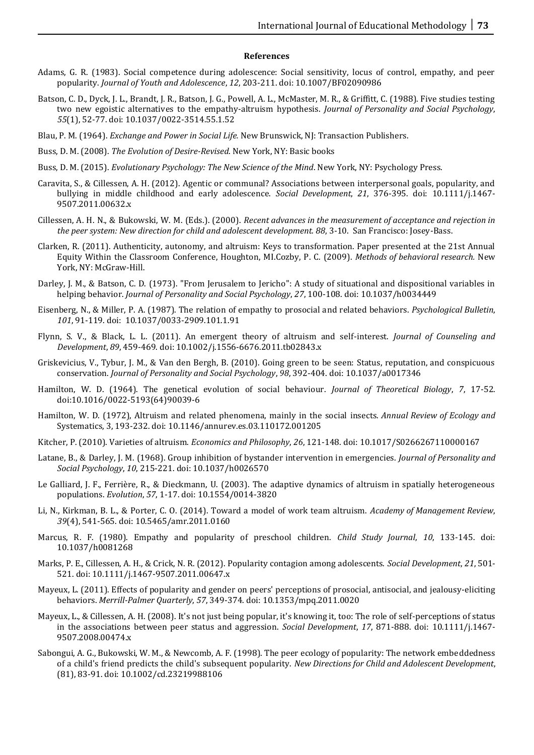**References**

Adams, G. R. (1983). Social competence during adolescence: Social sensitivity, locus of control, empathy, and peer popularity. *Journal of Youth and Adolescence*, *12*, 203-211. doi: 10.1007/BF02090986

Batson, C. D., Dyck, J. L., Brandt, J. R., Batson, J. G., Powell, A. L., McMaster, M. R., & Griffitt, C. (1988). Five studies testing two new egoistic alternatives to the empathy-altruism hypothesis. *Journal of Personality and Social Psychology*, *55*(1), 52-77. doi: 10.1037/0022-3514.55.1.52

Blau, P. M. (1964). *Exchange and Power in Social Life.* New Brunswick, NJ: Transaction Publishers.

Buss, D. M. (2008). *The Evolution of Desire-Revised*. New York, NY: Basic books

Buss, D. M. (2015). *Evolutionary Psychology: The New Science of the Mind*. New York, NY: Psychology Press.

Caravita, S., & Cillessen, A. H. (2012). Agentic or communal? Associations between interpersonal goals, popularity, and bullying in middle childhood and early adolescence. *Social Development*, *21*, 376-395. doi: 10.1111/j.1467-9507.2011.00632.x

Cillessen, A. H. N., & Bukowski, W. M. (Eds.). (2000). *Recent advances in the measurement of acceptance and rejection in the peer system: New direction for child and adolescent development. 88*, 3-10. San Francisco: Josey-Bass.

Clarken, R. (2011). Authenticity, autonomy, and altruism: Keys to transformation. Paper presented at the 21st Annual Equity Within the Classroom Conference, Houghton, MI.Cozby, P. C. (2009). *Methods of behavioral research.* New York, NY: McGraw-Hill.

Darley, J. M., & Batson, C. D. (1973). "From Jerusalem to Jericho": A study of situational and dispositional variables in helping behavior. *Journal of Personality and Social Psychology*, *27*, 100-108. doi: 10.1037/h0034449

Eisenberg, N., & Miller, P. A. (1987). The relation of empathy to prosocial and related behaviors. *Psychological Bulletin*, *101*, 91-119. doi: 10.1037/0033-2909.101.1.91

Flynn, S. V., & Black, L. L. (2011). An emergent theory of altruism and self-interest. *Journal of Counseling and Development*, *89*, 459-469. doi: 10.1002/j.1556-6676.2011.tb02843.x

Griskevicius, V., Tybur, J. M., & Van den Bergh, B. (2010). Going green to be seen: Status, reputation, and conspicuous conservation. *Journal of Personality and Social Psychology*, *98*, 392-404. doi: 10.1037/a0017346

Hamilton, W. D. (1964). The genetical evolution of social behaviour. *Journal of Theoretical Biology*, *7*, 17-52. doi:10.1016/0022-5193(64)90039-6

Hamilton, W. D. (1972), Altruism and related phenomena, mainly in the social insects. *Annual Review of Ecology and* Systematics, 3, 193-232. doi: 10.1146/annurev.es.03.110172.001205

Kitcher, P. (2010). Varieties of altruism. *Economics and Philosophy*, *26*, 121-148. doi: 10.1017/S0266267110000167

Latane, B., & Darley, J. M. (1968). Group inhibition of bystander intervention in emergencies. *Journal of Personality and Social Psychology*, *10*, 215-221. doi: 10.1037/h0026570

Le Galliard, J. F., Ferrière, R., & Dieckmann, U. (2003). The adaptive dynamics of altruism in spatially heterogeneous populations. *Evolution*, *57*, 1-17. doi: 10.1554/0014-3820

Li, N., Kirkman, B. L., & Porter, C. O. (2014). Toward a model of work team altruism. *Academy of Management Review*, *39*(4), 541-565. doi: 10.5465/amr.2011.0160

Marcus, R. F. (1980). Empathy and popularity of preschool children. *Child Study Journal*, *10*, 133-145. doi: 10.1037/h0081268

Marks, P. E., Cillessen, A. H., & Crick, N. R. (2012). Popularity contagion among adolescents. *Social Development*, *21*, 501-521. doi: 10.1111/j.1467-9507.2011.00647.x

Mayeux, L. (2011). Effects of popularity and gender on peers' perceptions of prosocial, antisocial, and jealousy-eliciting behaviors. *Merrill-Palmer Quarterly*, *57*, 349-374. doi: 10.1353/mpq.2011.0020

Mayeux, L., & Cillessen, A. H. (2008). It's not just being popular, it's knowing it, too: The role of self-perceptions of status in the associations between peer status and aggression. *Social Development*, *17*, 871-888. doi: 10.1111/j.1467-9507.2008.00474.x

Sabongui, A. G., Bukowski, W. M., & Newcomb, A. F. (1998). The peer ecology of popularity: The network embeddedness of a child's friend predicts the child's subsequent popularity. *New Directions for Child and Adolescent Development*, (81), 83-91. doi: 10.1002/cd.23219988106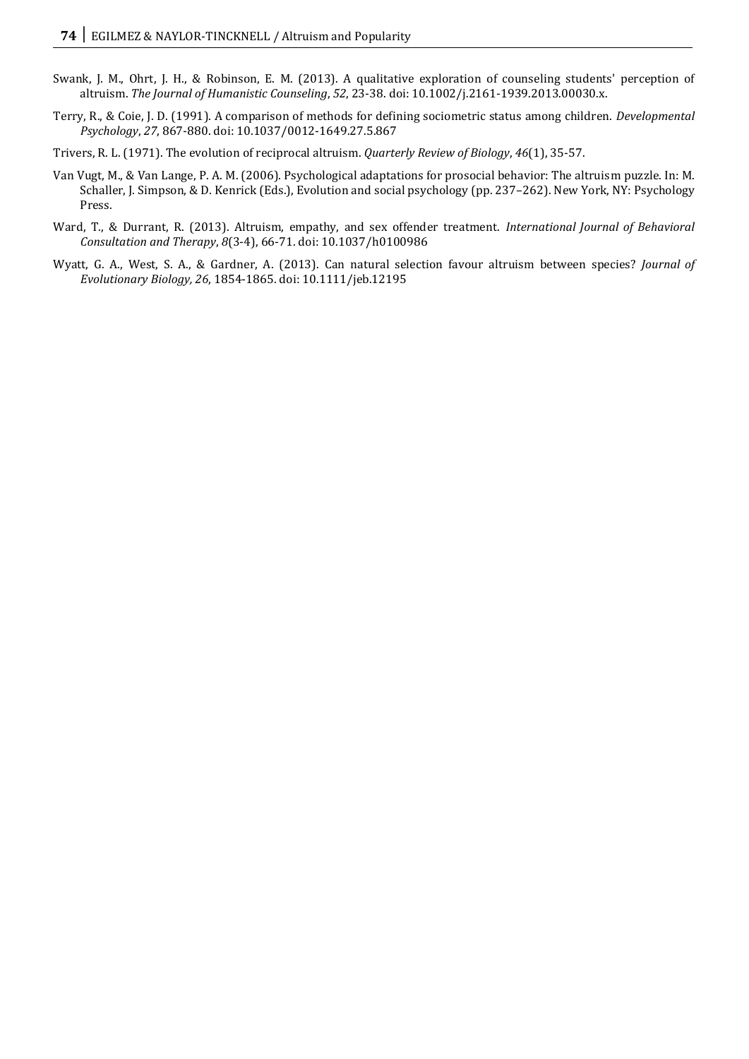Swank, J. M., Ohrt, J. H., & Robinson, E. M. (2013). A qualitative exploration of counseling students' perception of altruism. *The Journal of Humanistic Counseling*, *52*, 23-38. doi: 10.1002/j.2161-1939.2013.00030.x.

Terry, R., & Coie, J. D. (1991). A comparison of methods for defining sociometric status among children. *Developmental Psychology*, *27*, 867-880. doi: 10.1037/0012-1649.27.5.867

Trivers, R. L. (1971). The evolution of reciprocal altruism. *Quarterly Review of Biology*, *46*(1), 35-57.

Van Vugt, M., & Van Lange, P. A. M. (2006). Psychological adaptations for prosocial behavior: The altruism puzzle. In: M. Schaller, J. Simpson, & D. Kenrick (Eds.), Evolution and social psychology (pp. 237–262). New York, NY: Psychology Press.

Ward, T., & Durrant, R. (2013). Altruism, empathy, and sex offender treatment. *International Journal of Behavioral Consultation and Therapy*, *8*(3-4), 66-71. doi: 10.1037/h0100986

Wyatt, G. A., West, S. A., & Gardner, A. (2013). Can natural selection favour altruism between species? *Journal of Evolutionary Biology, 26*, 1854-1865. doi: 10.1111/jeb.12195